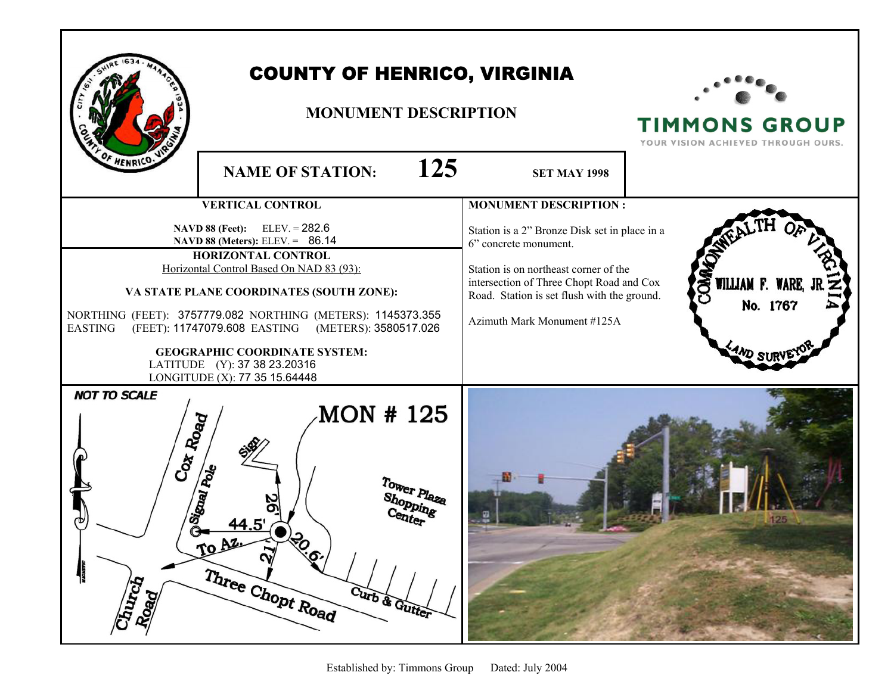# COUNTY OF HENRICO, VIRGINIA

## MONUMENT DESCRIPTION

TIMMONS GROUP
YOUR VISION ACHIEVED THROUGH OURS.

**NAME OF STATION: 125** **SET MAY 1998**

### VERTICAL CONTROL

**NAVD 88 (Feet):** ELEV. = 282.6
**NAVD 88 (Meters):** ELEV. = 86.14

### HORIZONTAL CONTROL

Horizontal Control Based On NAD 83 (93):

**VA STATE PLANE COORDINATES (SOUTH ZONE):**

NORTHING (FEET): 3757779.082 NORTHING (METERS): 1145373.355
EASTING (FEET): 11747079.608 EASTING (METERS): 3580517.026

**GEOGRAPHIC COORDINATE SYSTEM:**

LATITUDE (Y): 37 38 23.20316
LONGITUDE (X): 77 35 15.64448

### MONUMENT DESCRIPTION :

Station is a 2" Bronze Disk set in place in a 6" concrete monument.

Station is on northeast corner of the intersection of Three Chopt Road and Cox Road. Station is set flush with the ground.

Azimuth Mark Monument #125A

COMMONWEALTH OF VIRGINIA
WILLIAM F. WARE, JR.
No. 1767
LAND SURVEYOR

NOT TO SCALE

MON # 125

Cox Road, Signal Pole, Sign, 26', 44.5', 21', 20.6', To Az., Tower Plaza Shopping Center, Three Chopt Road, Curb & Gutter, Church Road

Established by: Timmons Group Dated: July 2004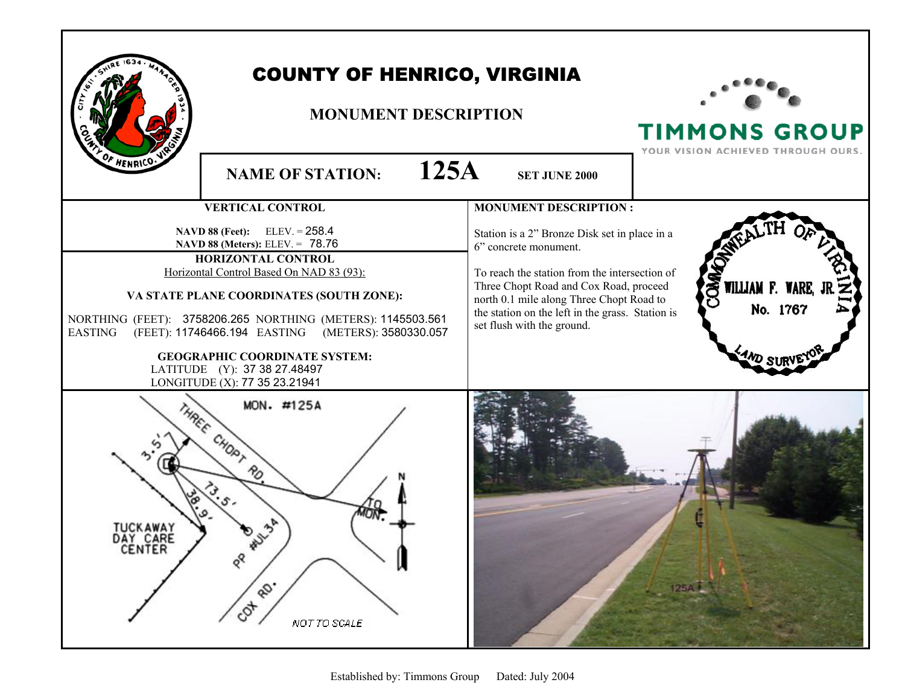# COUNTY OF HENRICO, VIRGINIA

## MONUMENT DESCRIPTION

TIMMONS GROUP
YOUR VISION ACHIEVED THROUGH OURS.

**NAME OF STATION: 125A** **SET JUNE 2000**

### VERTICAL CONTROL

**NAVD 88 (Feet):** ELEV. = 258.4
**NAVD 88 (Meters):** ELEV. = 78.76

### HORIZONTAL CONTROL

Horizontal Control Based On NAD 83 (93):

**VA STATE PLANE COORDINATES (SOUTH ZONE):**

NORTHING (FEET): 3758206.265 NORTHING (METERS): 1145503.561
EASTING (FEET): 11746466.194 EASTING (METERS): 3580330.057

**GEOGRAPHIC COORDINATE SYSTEM:**
LATITUDE (Y): 37 38 27.48497
LONGITUDE (X): 77 35 23.21941

### MONUMENT DESCRIPTION :

Station is a 2" Bronze Disk set in place in a 6" concrete monument.

To reach the station from the intersection of Three Chopt Road and Cox Road, proceed north 0.1 mile along Three Chopt Road to the station on the left in the grass. Station is set flush with the ground.

COMMONWEALTH OF VIRGINIA
WILLIAM F. WARE, JR.
No. 1767
LAND SURVEYOR

MON. #125A
THREE CHOPT RD.
3.5'
73.5'
38.9'
TO MON.
N
TUCKAWAY DAY CARE CENTER
PP #UL34
COX RD.
NOT TO SCALE

125A

Established by: Timmons Group Dated: July 2004